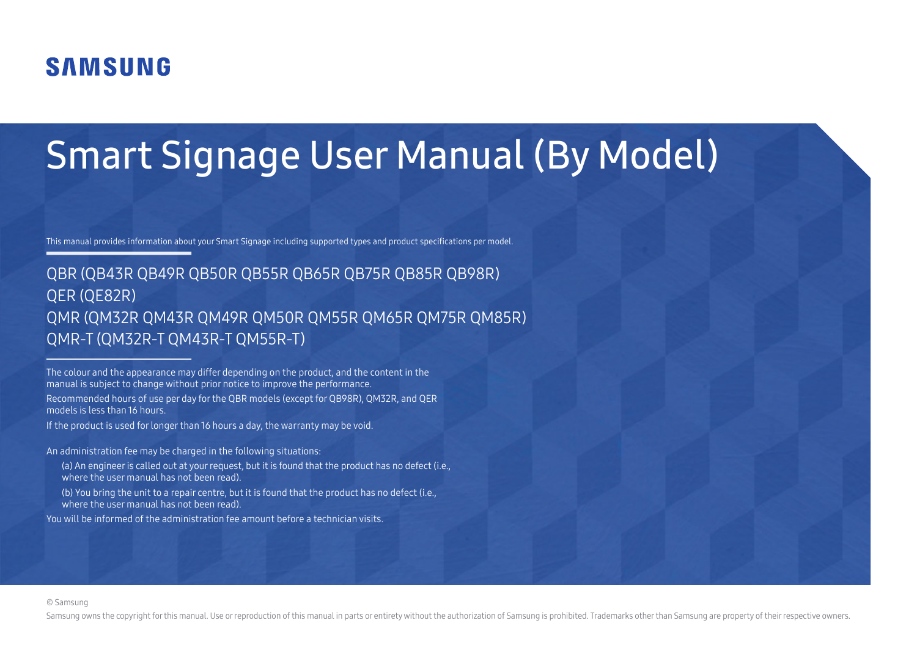SAMSUNG

# Smart Signage User Manual (By Model)

This manual provides information about your Smart Signage including supported types and product specifications per model.

QBR (QB43R QB49R QB50R QB55R QB65R QB75R QB85R QB98R)
QER (QE82R)
QMR (QM32R QM43R QM49R QM50R QM55R QM65R QM75R QM85R)
QMR-T (QM32R-T QM43R-T QM55R-T)

The colour and the appearance may differ depending on the product, and the content in the manual is subject to change without prior notice to improve the performance.

Recommended hours of use per day for the QBR models (except for QB98R), QM32R, and QER models is less than 16 hours.

If the product is used for longer than 16 hours a day, the warranty may be void.

An administration fee may be charged in the following situations:

(a) An engineer is called out at your request, but it is found that the product has no defect (i.e., where the user manual has not been read).

(b) You bring the unit to a repair centre, but it is found that the product has no defect (i.e., where the user manual has not been read).

You will be informed of the administration fee amount before a technician visits.

© Samsung

Samsung owns the copyright for this manual. Use or reproduction of this manual in parts or entirety without the authorization of Samsung is prohibited. Trademarks other than Samsung are property of their respective owners.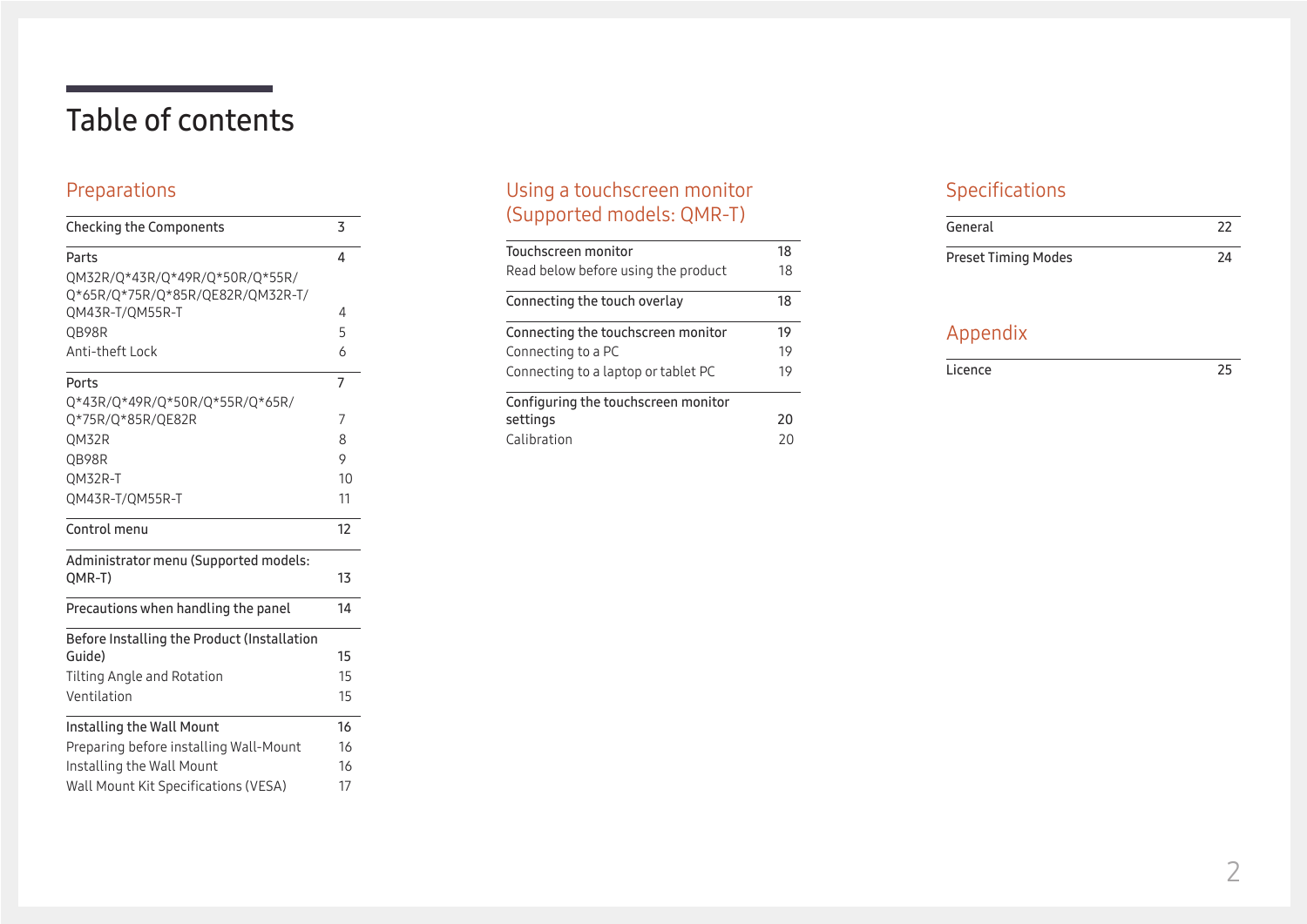# Table of contents

## Preparations

| | |
|---|---|
| Checking the Components | 3 |
| Parts | 4 |
| QM32R/Q*43R/Q*49R/Q*50R/Q*55R/Q*65R/Q*75R/Q*85R/QE82R/QM32R-T/QM43R-T/QM55R-T | 4 |
| QB98R | 5 |
| Anti-theft Lock | 6 |
| Ports | 7 |
| Q*43R/Q*49R/Q*50R/Q*55R/Q*65R/Q*75R/Q*85R/QE82R | 7 |
| QM32R | 8 |
| QB98R | 9 |
| QM32R-T | 10 |
| QM43R-T/QM55R-T | 11 |
| Control menu | 12 |
| Administrator menu (Supported models: QMR-T) | 13 |
| Precautions when handling the panel | 14 |
| Before Installing the Product (Installation Guide) | 15 |
| Tilting Angle and Rotation | 15 |
| Ventilation | 15 |
| Installing the Wall Mount | 16 |
| Preparing before installing Wall-Mount | 16 |
| Installing the Wall Mount | 16 |
| Wall Mount Kit Specifications (VESA) | 17 |

## Using a touchscreen monitor (Supported models: QMR-T)

| | |
|---|---|
| Touchscreen monitor | 18 |
| Read below before using the product | 18 |
| Connecting the touch overlay | 18 |
| Connecting the touchscreen monitor | 19 |
| Connecting to a PC | 19 |
| Connecting to a laptop or tablet PC | 19 |
| Configuring the touchscreen monitor settings | 20 |
| Calibration | 20 |

## Specifications

| | |
|---|---|
| General | 22 |
| Preset Timing Modes | 24 |

## Appendix

| | |
|---|---|
| Licence | 25 |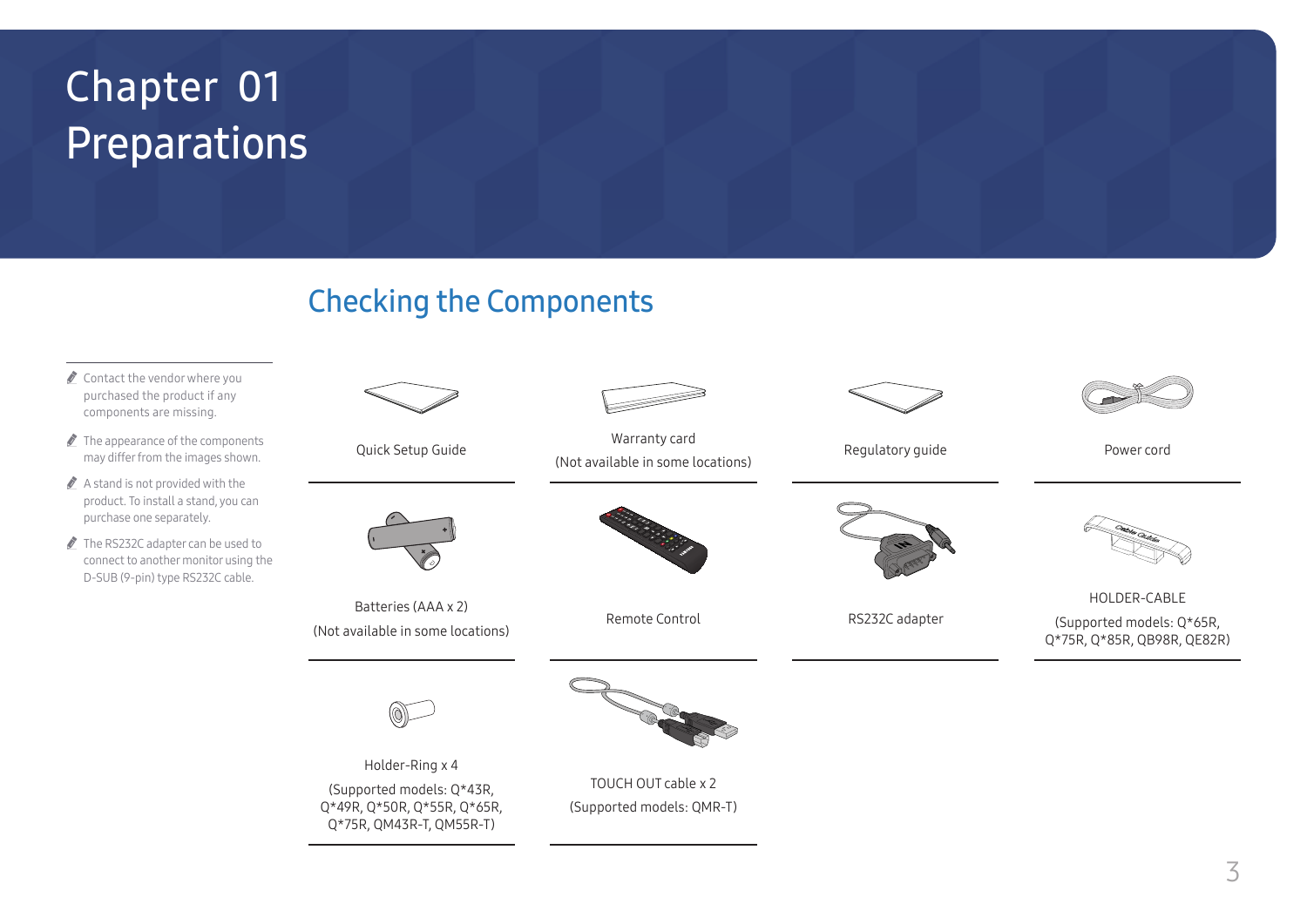# Chapter 01 Preparations

## Checking the Components

- Contact the vendor where you purchased the product if any components are missing.
- The appearance of the components may differ from the images shown.
- A stand is not provided with the product. To install a stand, you can purchase one separately.
- The RS232C adapter can be used to connect to another monitor using the D-SUB (9-pin) type RS232C cable.

| | | | |
|---|---|---|---|
| Quick Setup Guide | Warranty card (Not available in some locations) | Regulatory guide | Power cord |
| Batteries (AAA x 2) (Not available in some locations) | Remote Control | RS232C adapter | HOLDER-CABLE (Supported models: Q*65R, Q*75R, Q*85R, QB98R, QE82R) |
| Holder-Ring x 4 (Supported models: Q*43R, Q*49R, Q*50R, Q*55R, Q*65R, Q*75R, QM43R-T, QM55R-T) | TOUCH OUT cable x 2 (Supported models: QMR-T) | | |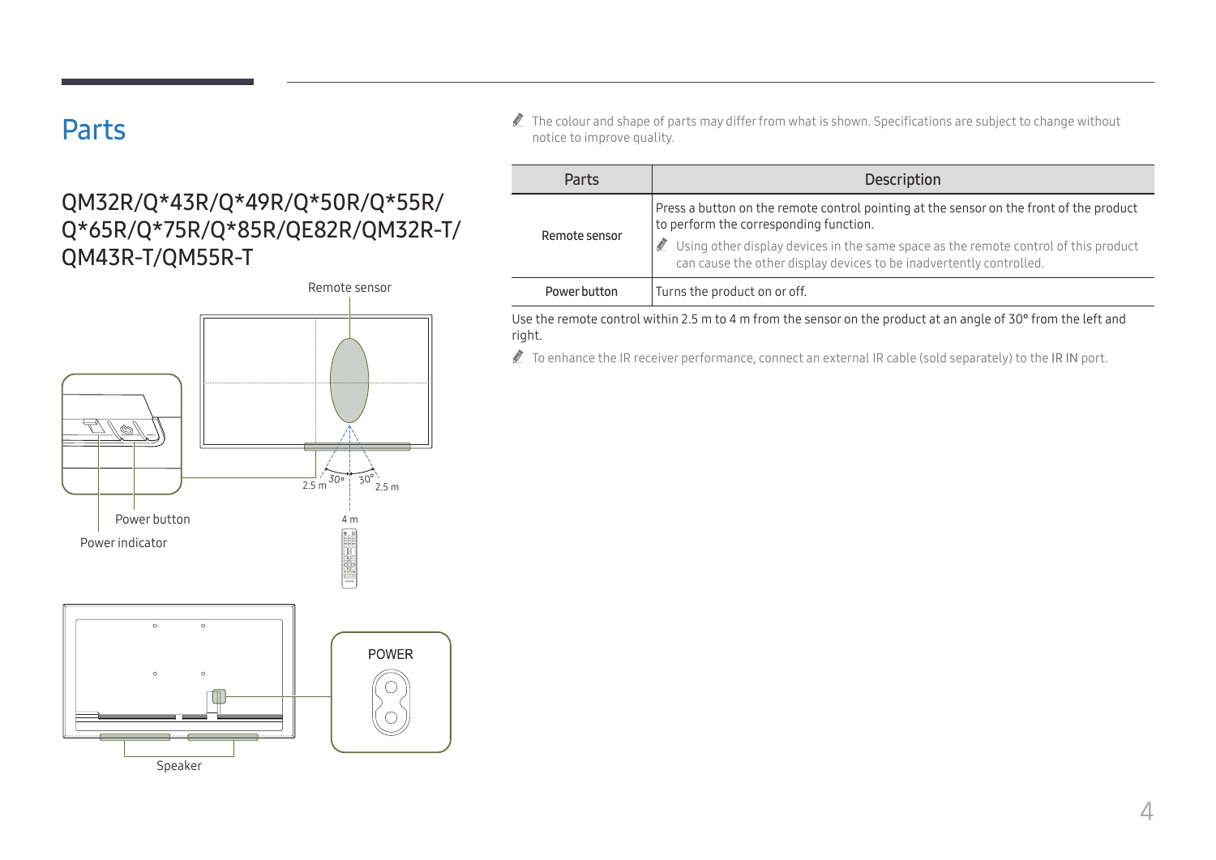# Parts

## QM32R/Q*43R/Q*49R/Q*50R/Q*55R/Q*65R/Q*75R/Q*85R/QE82R/QM32R-T/QM43R-T/QM55R-T

Remote sensor

Power button

Power indicator

Speaker

POWER

- The colour and shape of parts may differ from what is shown. Specifications are subject to change without notice to improve quality.

| Parts | Description |
|---|---|
| Remote sensor | Press a button on the remote control pointing at the sensor on the front of the product to perform the corresponding function.<br>Using other display devices in the same space as the remote control of this product can cause the other display devices to be inadvertently controlled. |
| Power button | Turns the product on or off. |

Use the remote control within 2.5 m to 4 m from the sensor on the product at an angle of 30° from the left and right.

- To enhance the IR receiver performance, connect an external IR cable (sold separately) to the IR IN port.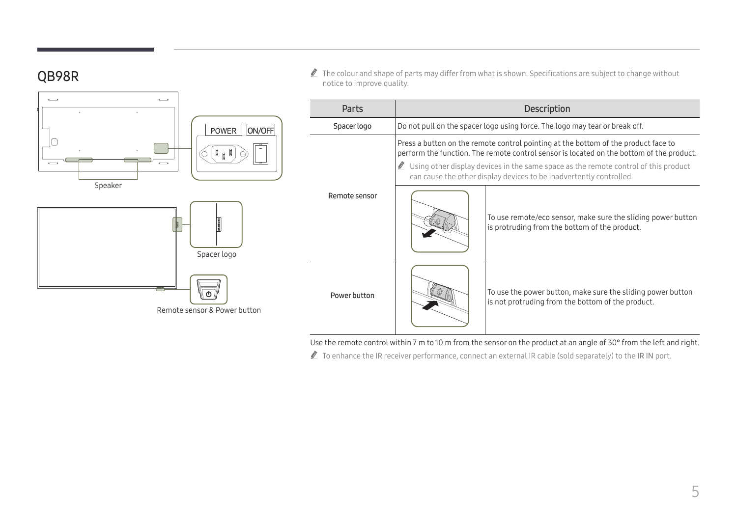## QB98R

POWER

ON/OFF

Speaker

Spacer logo

Remote sensor & Power button

The colour and shape of parts may differ from what is shown. Specifications are subject to change without notice to improve quality.

| Parts | Description | |
|---|---|---|
| Spacer logo | Do not pull on the spacer logo using force. The logo may tear or break off. | |
| Remote sensor | Press a button on the remote control pointing at the bottom of the product face to perform the function. The remote control sensor is located on the bottom of the product.<br>Using other display devices in the same space as the remote control of this product can cause the other display devices to be inadvertently controlled. | |
| | | To use remote/eco sensor, make sure the sliding power button is protruding from the bottom of the product. |
| Power button | | To use the power button, make sure the sliding power button is not protruding from the bottom of the product. |

Use the remote control within 7 m to 10 m from the sensor on the product at an angle of 30° from the left and right.

To enhance the IR receiver performance, connect an external IR cable (sold separately) to the IR IN port.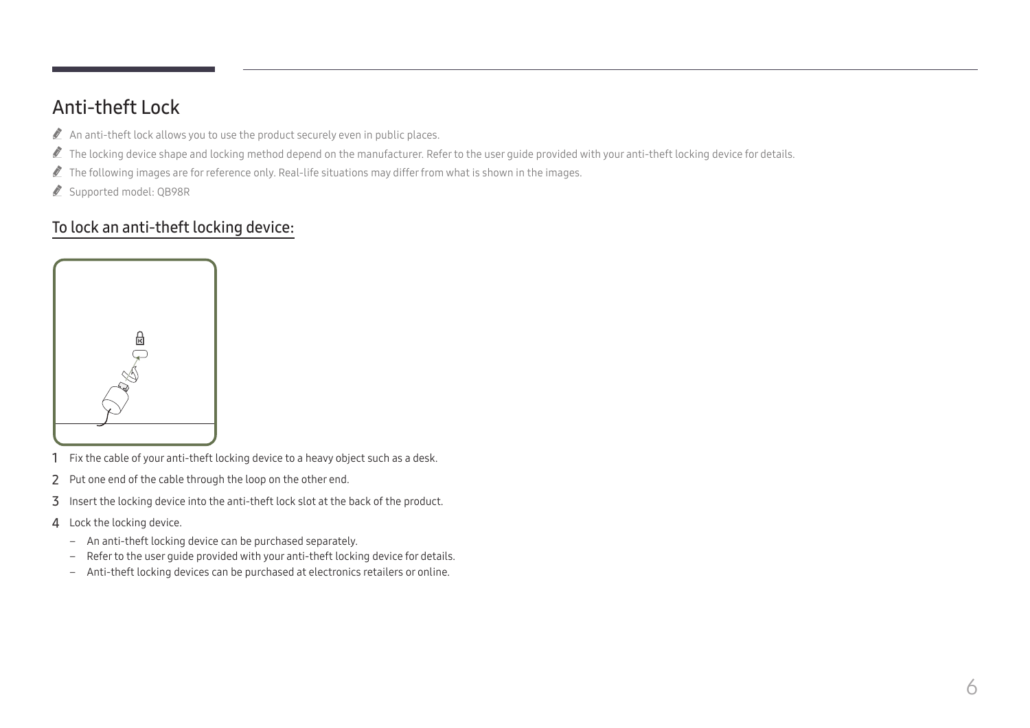# Anti-theft Lock

- An anti-theft lock allows you to use the product securely even in public places.
- The locking device shape and locking method depend on the manufacturer. Refer to the user guide provided with your anti-theft locking device for details.
- The following images are for reference only. Real-life situations may differ from what is shown in the images.
- Supported model: QB98R

## To lock an anti-theft locking device:

1. Fix the cable of your anti-theft locking device to a heavy object such as a desk.
2. Put one end of the cable through the loop on the other end.
3. Insert the locking device into the anti-theft lock slot at the back of the product.
4. Lock the locking device.
   - An anti-theft locking device can be purchased separately.
   - Refer to the user guide provided with your anti-theft locking device for details.
   - Anti-theft locking devices can be purchased at electronics retailers or online.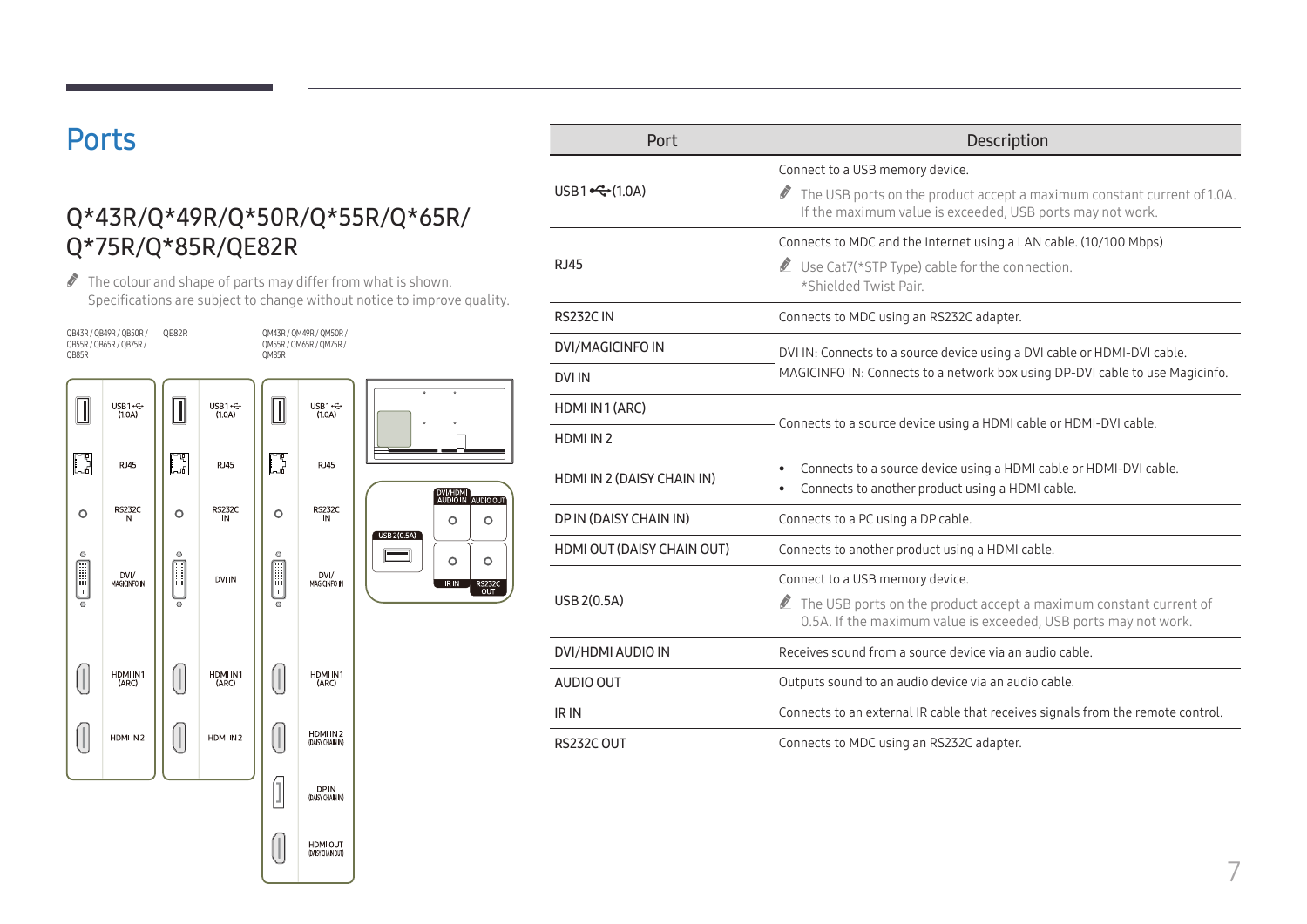# Ports

## Q*43R/Q*49R/Q*50R/Q*55R/Q*65R/Q*75R/Q*85R/QE82R

- The colour and shape of parts may differ from what is shown. Specifications are subject to change without notice to improve quality.

QB43R / QB49R / QB50R / QB55R / QB65R / QB75R / QB85R

QE82R

QM43R / QM49R / QM50R / QM55R / QM65R / QM75R / QM85R

| Port | Description |
| --- | --- |
| USB 1 (1.0A) | Connect to a USB memory device. <br> - The USB ports on the product accept a maximum constant current of 1.0A. If the maximum value is exceeded, USB ports may not work. |
| RJ45 | Connects to MDC and the Internet using a LAN cable. (10/100 Mbps) <br> - Use Cat7(*STP Type) cable for the connection. *Shielded Twist Pair. |
| RS232C IN | Connects to MDC using an RS232C adapter. |
| DVI/MAGICINFO IN | DVI IN: Connects to a source device using a DVI cable or HDMI-DVI cable. MAGICINFO IN: Connects to a network box using DP-DVI cable to use Magicinfo. |
| DVI IN | |
| HDMI IN 1 (ARC) | Connects to a source device using a HDMI cable or HDMI-DVI cable. |
| HDMI IN 2 | |
| HDMI IN 2 (DAISY CHAIN IN) | - Connects to a source device using a HDMI cable or HDMI-DVI cable. <br> - Connects to another product using a HDMI cable. |
| DP IN (DAISY CHAIN IN) | Connects to a PC using a DP cable. |
| HDMI OUT (DAISY CHAIN OUT) | Connects to another product using a HDMI cable. |
| USB 2(0.5A) | Connect to a USB memory device. <br> - The USB ports on the product accept a maximum constant current of 0.5A. If the maximum value is exceeded, USB ports may not work. |
| DVI/HDMI AUDIO IN | Receives sound from a source device via an audio cable. |
| AUDIO OUT | Outputs sound to an audio device via an audio cable. |
| IR IN | Connects to an external IR cable that receives signals from the remote control. |
| RS232C OUT | Connects to MDC using an RS232C adapter. |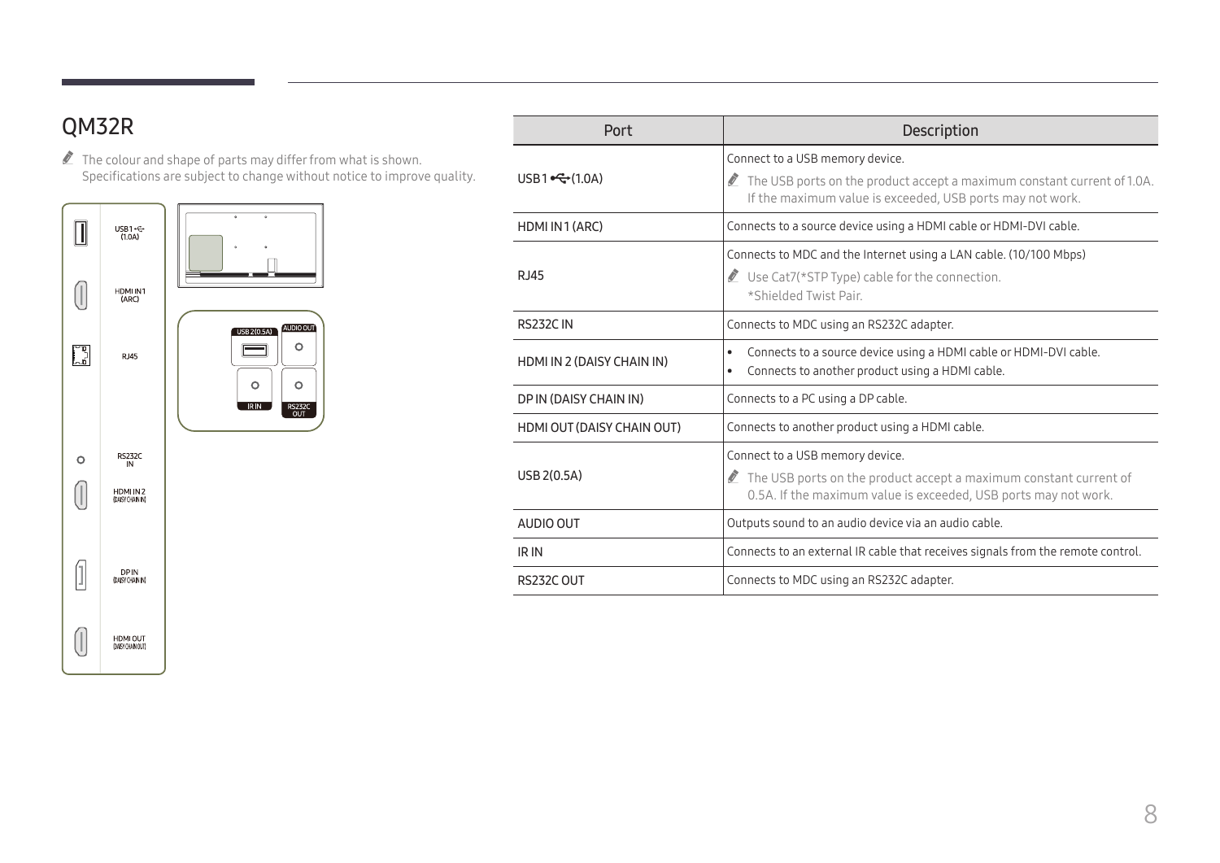## QM32R

- The colour and shape of parts may differ from what is shown. Specifications are subject to change without notice to improve quality.

| Port | Description |
| --- | --- |
| USB 1 (1.0A) | Connect to a USB memory device.<br>The USB ports on the product accept a maximum constant current of 1.0A. If the maximum value is exceeded, USB ports may not work. |
| HDMI IN 1 (ARC) | Connects to a source device using a HDMI cable or HDMI-DVI cable. |
| RJ45 | Connects to MDC and the Internet using a LAN cable. (10/100 Mbps)<br>Use Cat7(*STP Type) cable for the connection.<br>*Shielded Twist Pair. |
| RS232C IN | Connects to MDC using an RS232C adapter. |
| HDMI IN 2 (DAISY CHAIN IN) | • Connects to a source device using a HDMI cable or HDMI-DVI cable.<br>• Connects to another product using a HDMI cable. |
| DP IN (DAISY CHAIN IN) | Connects to a PC using a DP cable. |
| HDMI OUT (DAISY CHAIN OUT) | Connects to another product using a HDMI cable. |
| USB 2(0.5A) | Connect to a USB memory device.<br>The USB ports on the product accept a maximum constant current of 0.5A. If the maximum value is exceeded, USB ports may not work. |
| AUDIO OUT | Outputs sound to an audio device via an audio cable. |
| IR IN | Connects to an external IR cable that receives signals from the remote control. |
| RS232C OUT | Connects to MDC using an RS232C adapter. |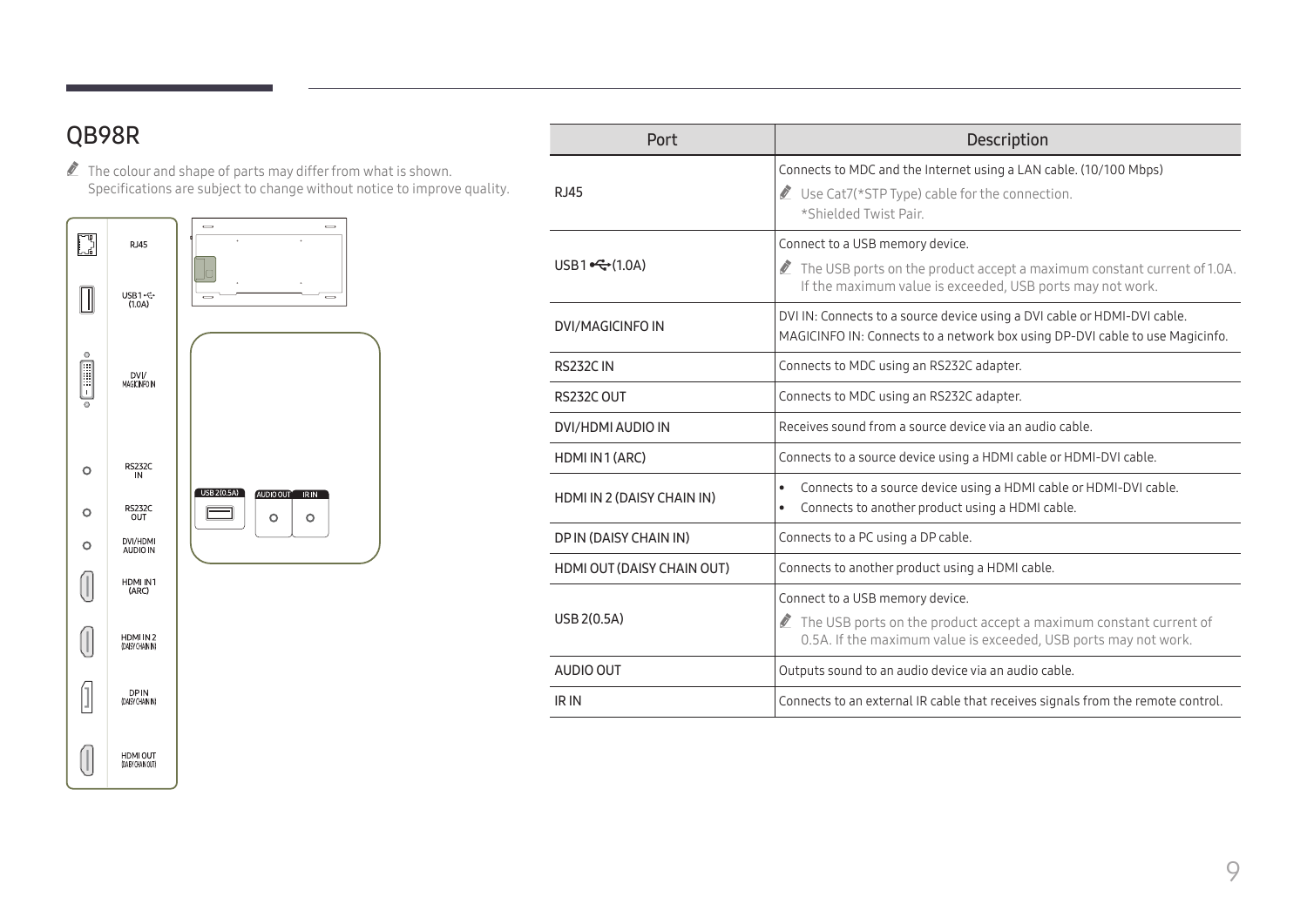## QB98R

- The colour and shape of parts may differ from what is shown. Specifications are subject to change without notice to improve quality.

| Port | Description |
| --- | --- |
| RJ45 | Connects to MDC and the Internet using a LAN cable. (10/100 Mbps)<br>Use Cat7(*STP Type) cable for the connection.<br>*Shielded Twist Pair. |
| USB1 (1.0A) | Connect to a USB memory device.<br>The USB ports on the product accept a maximum constant current of 1.0A. If the maximum value is exceeded, USB ports may not work. |
| DVI/MAGICINFO IN | DVI IN: Connects to a source device using a DVI cable or HDMI-DVI cable.<br>MAGICINFO IN: Connects to a network box using DP-DVI cable to use Magicinfo. |
| RS232C IN | Connects to MDC using an RS232C adapter. |
| RS232C OUT | Connects to MDC using an RS232C adapter. |
| DVI/HDMI AUDIO IN | Receives sound from a source device via an audio cable. |
| HDMI IN 1 (ARC) | Connects to a source device using a HDMI cable or HDMI-DVI cable. |
| HDMI IN 2 (DAISY CHAIN IN) | • Connects to a source device using a HDMI cable or HDMI-DVI cable.<br>• Connects to another product using a HDMI cable. |
| DP IN (DAISY CHAIN IN) | Connects to a PC using a DP cable. |
| HDMI OUT (DAISY CHAIN OUT) | Connects to another product using a HDMI cable. |
| USB 2(0.5A) | Connect to a USB memory device.<br>The USB ports on the product accept a maximum constant current of 0.5A. If the maximum value is exceeded, USB ports may not work. |
| AUDIO OUT | Outputs sound to an audio device via an audio cable. |
| IR IN | Connects to an external IR cable that receives signals from the remote control. |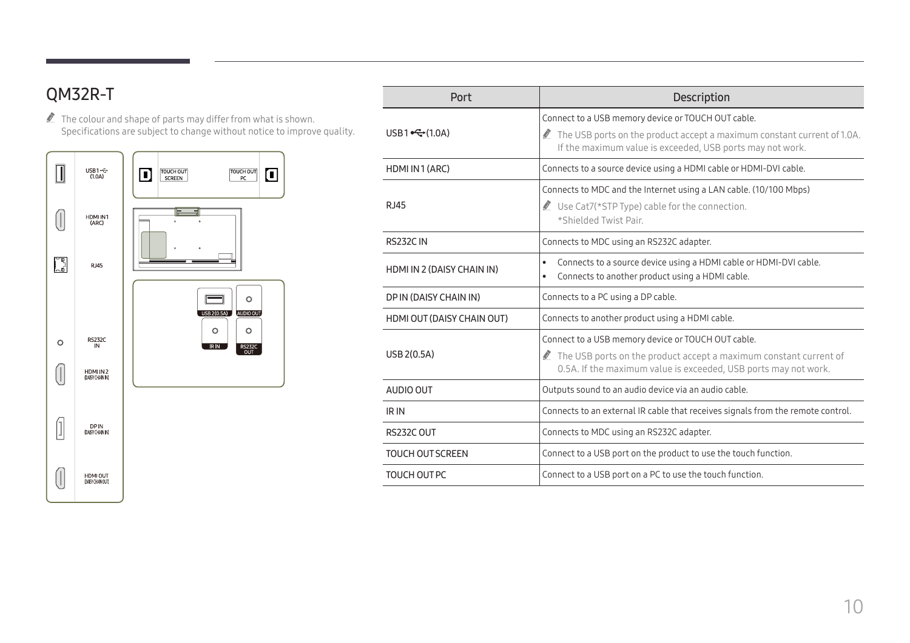# QM32R-T

- The colour and shape of parts may differ from what is shown.
  Specifications are subject to change without notice to improve quality.

| Port | Description |
|---|---|
| USB 1 (1.0A) | Connect to a USB memory device or TOUCH OUT cable.<br>The USB ports on the product accept a maximum constant current of 1.0A. If the maximum value is exceeded, USB ports may not work. |
| HDMI IN 1 (ARC) | Connects to a source device using a HDMI cable or HDMI-DVI cable. |
| RJ45 | Connects to MDC and the Internet using a LAN cable. (10/100 Mbps)<br>Use Cat7(*STP Type) cable for the connection.<br>*Shielded Twist Pair. |
| RS232C IN | Connects to MDC using an RS232C adapter. |
| HDMI IN 2 (DAISY CHAIN IN) | • Connects to a source device using a HDMI cable or HDMI-DVI cable.<br>• Connects to another product using a HDMI cable. |
| DP IN (DAISY CHAIN IN) | Connects to a PC using a DP cable. |
| HDMI OUT (DAISY CHAIN OUT) | Connects to another product using a HDMI cable. |
| USB 2(0.5A) | Connect to a USB memory device or TOUCH OUT cable.<br>The USB ports on the product accept a maximum constant current of 0.5A. If the maximum value is exceeded, USB ports may not work. |
| AUDIO OUT | Outputs sound to an audio device via an audio cable. |
| IR IN | Connects to an external IR cable that receives signals from the remote control. |
| RS232C OUT | Connects to MDC using an RS232C adapter. |
| TOUCH OUT SCREEN | Connect to a USB port on the product to use the touch function. |
| TOUCH OUT PC | Connect to a USB port on a PC to use the touch function. |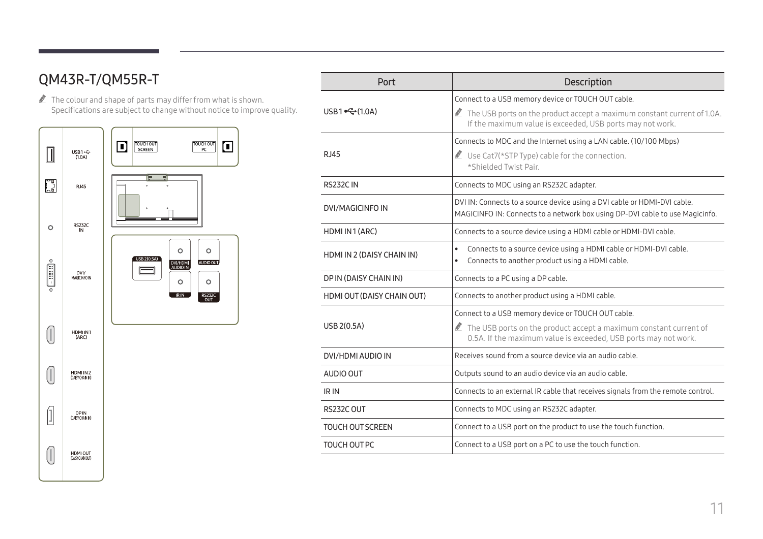# QM43R-T/QM55R-T

- The colour and shape of parts may differ from what is shown. Specifications are subject to change without notice to improve quality.

| Port | Description |
| --- | --- |
| USB 1 (1.0A) | Connect to a USB memory device or TOUCH OUT cable.<br>The USB ports on the product accept a maximum constant current of 1.0A. If the maximum value is exceeded, USB ports may not work. |
| RJ45 | Connects to MDC and the Internet using a LAN cable. (10/100 Mbps)<br>Use Cat7(*STP Type) cable for the connection.<br>*Shielded Twist Pair. |
| RS232C IN | Connects to MDC using an RS232C adapter. |
| DVI/MAGICINFO IN | DVI IN: Connects to a source device using a DVI cable or HDMI-DVI cable.<br>MAGICINFO IN: Connects to a network box using DP-DVI cable to use Magicinfo. |
| HDMI IN 1 (ARC) | Connects to a source device using a HDMI cable or HDMI-DVI cable. |
| HDMI IN 2 (DAISY CHAIN IN) | • Connects to a source device using a HDMI cable or HDMI-DVI cable.<br>• Connects to another product using a HDMI cable. |
| DP IN (DAISY CHAIN IN) | Connects to a PC using a DP cable. |
| HDMI OUT (DAISY CHAIN OUT) | Connects to another product using a HDMI cable. |
| USB 2(0.5A) | Connect to a USB memory device or TOUCH OUT cable.<br>The USB ports on the product accept a maximum constant current of 0.5A. If the maximum value is exceeded, USB ports may not work. |
| DVI/HDMI AUDIO IN | Receives sound from a source device via an audio cable. |
| AUDIO OUT | Outputs sound to an audio device via an audio cable. |
| IR IN | Connects to an external IR cable that receives signals from the remote control. |
| RS232C OUT | Connects to MDC using an RS232C adapter. |
| TOUCH OUT SCREEN | Connect to a USB port on the product to use the touch function. |
| TOUCH OUT PC | Connect to a USB port on a PC to use the touch function. |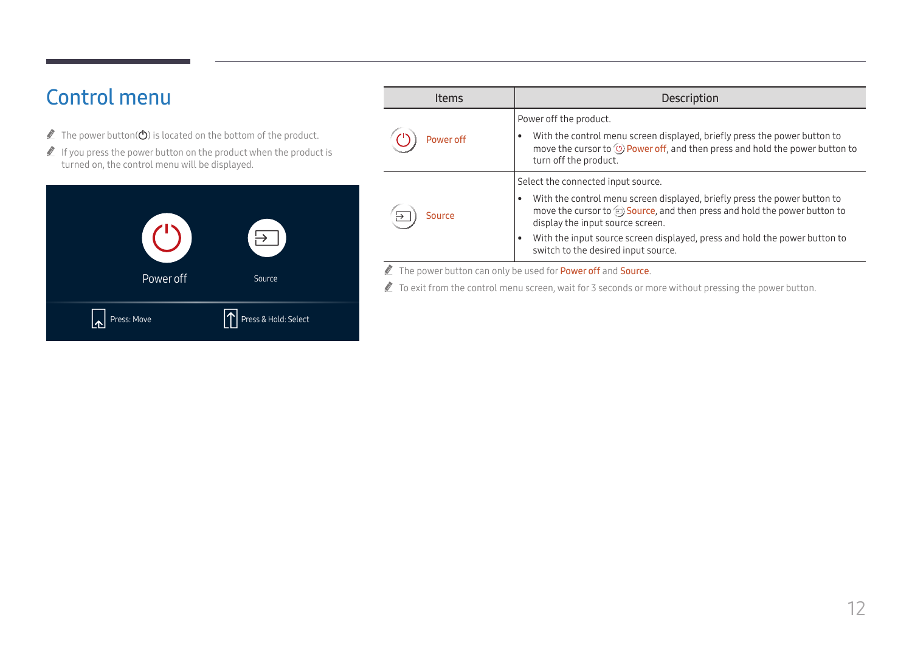# Control menu

- The power button(⏻) is located on the bottom of the product.
- If you press the power button on the product when the product is turned on, the control menu will be displayed.

Power off

Source

Press: Move

Press & Hold: Select

| Items | Description |
|---|---|
| Power off | Power off the product.<br>• With the control menu screen displayed, briefly press the power button to move the cursor to Power off, and then press and hold the power button to turn off the product. |
| Source | Select the connected input source.<br>• With the control menu screen displayed, briefly press the power button to move the cursor to Source, and then press and hold the power button to display the input source screen.<br>• With the input source screen displayed, press and hold the power button to switch to the desired input source. |

- The power button can only be used for Power off and Source.
- To exit from the control menu screen, wait for 3 seconds or more without pressing the power button.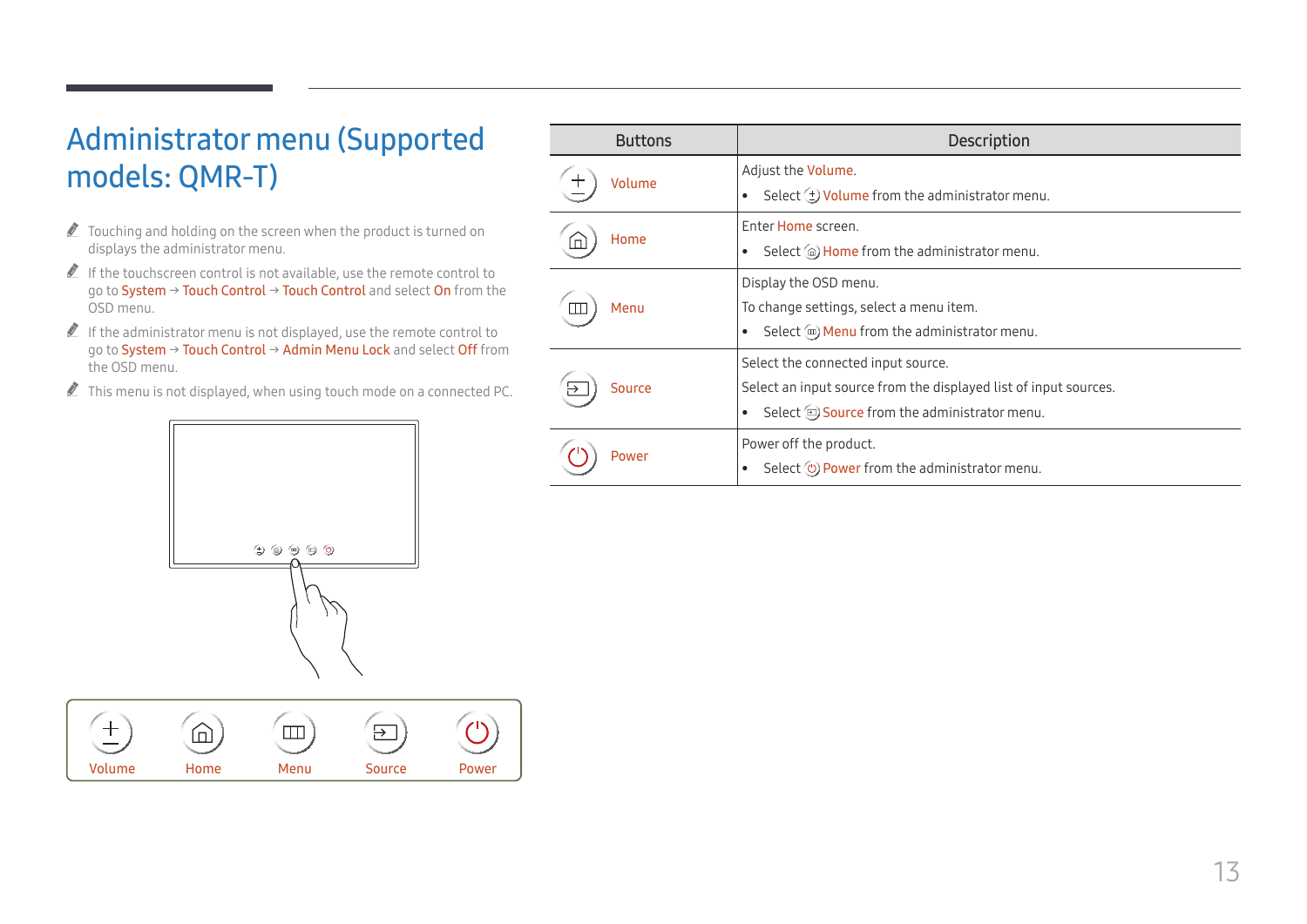# Administrator menu (Supported models: QMR-T)

- Touching and holding on the screen when the product is turned on displays the administrator menu.
- If the touchscreen control is not available, use the remote control to go to System → Touch Control → Touch Control and select On from the OSD menu.
- If the administrator menu is not displayed, use the remote control to go to System → Touch Control → Admin Menu Lock and select Off from the OSD menu.
- This menu is not displayed, when using touch mode on a connected PC.

Volume Home Menu Source Power

| Buttons | Description |
| --- | --- |
| Volume | Adjust the Volume.<br>• Select Volume from the administrator menu. |
| Home | Enter Home screen.<br>• Select Home from the administrator menu. |
| Menu | Display the OSD menu.<br>To change settings, select a menu item.<br>• Select Menu from the administrator menu. |
| Source | Select the connected input source.<br>Select an input source from the displayed list of input sources.<br>• Select Source from the administrator menu. |
| Power | Power off the product.<br>• Select Power from the administrator menu. |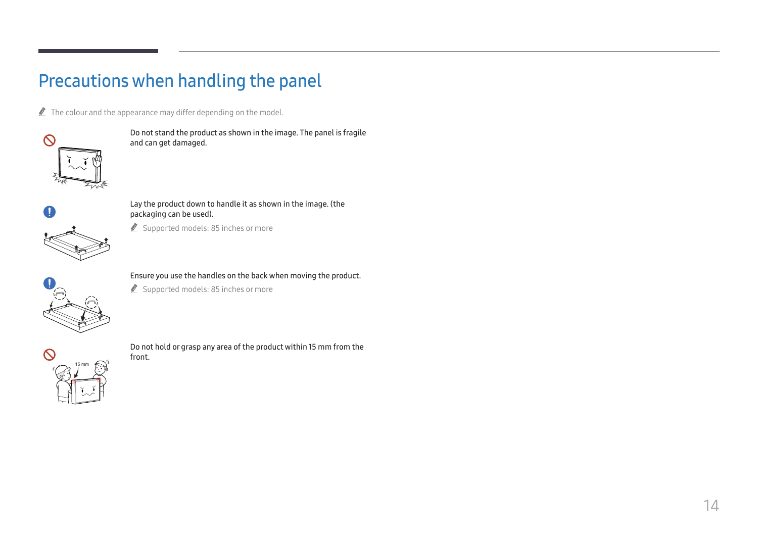# Precautions when handling the panel

The colour and the appearance may differ depending on the model.

Do not stand the product as shown in the image. The panel is fragile and can get damaged.

Lay the product down to handle it as shown in the image. (the packaging can be used).

Supported models: 85 inches or more

Ensure you use the handles on the back when moving the product.

Supported models: 85 inches or more

Do not hold or grasp any area of the product within 15 mm from the front.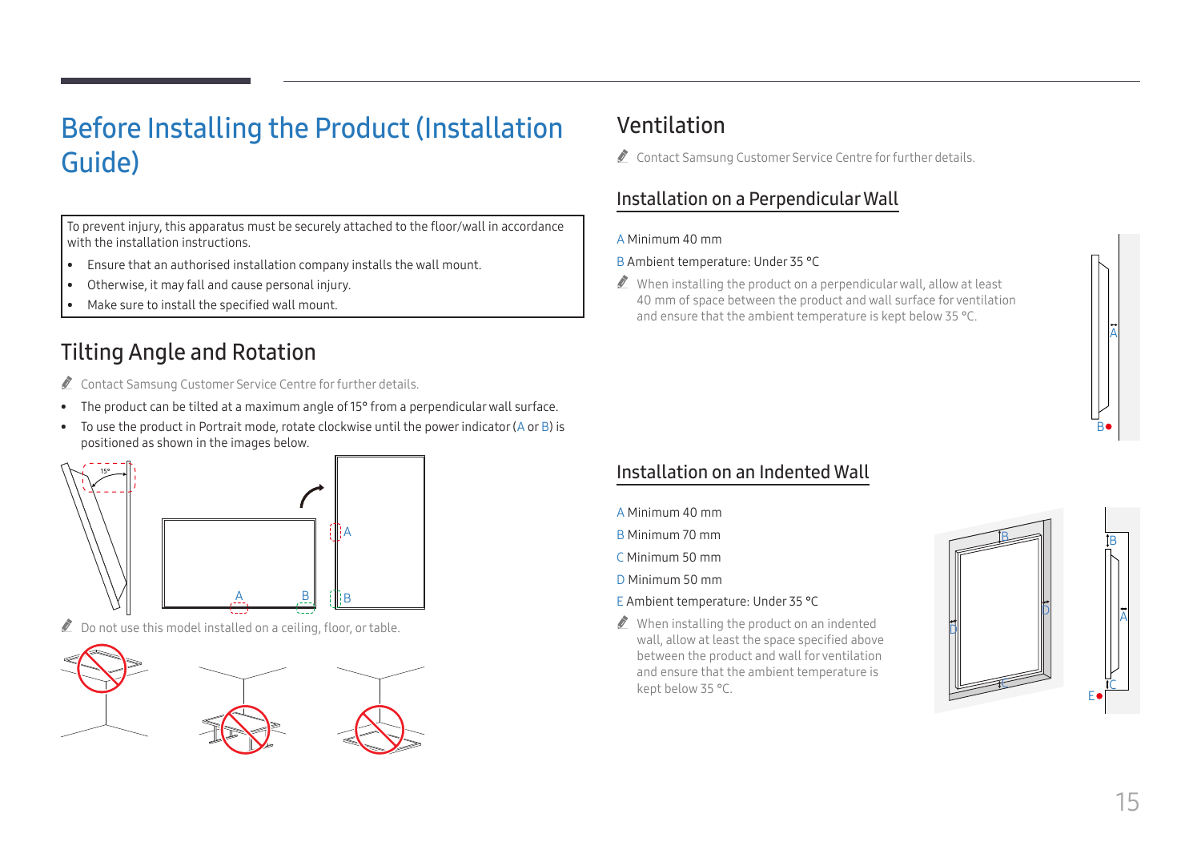# Before Installing the Product (Installation Guide)

To prevent injury, this apparatus must be securely attached to the floor/wall in accordance with the installation instructions.

- Ensure that an authorised installation company installs the wall mount.
- Otherwise, it may fall and cause personal injury.
- Make sure to install the specified wall mount.

## Tilting Angle and Rotation

Contact Samsung Customer Service Centre for further details.

- The product can be tilted at a maximum angle of 15° from a perpendicular wall surface.
- To use the product in Portrait mode, rotate clockwise until the power indicator (A or B) is positioned as shown in the images below.

Do not use this model installed on a ceiling, floor, or table.

## Ventilation

Contact Samsung Customer Service Centre for further details.

### Installation on a Perpendicular Wall

A Minimum 40 mm

B Ambient temperature: Under 35 °C

When installing the product on a perpendicular wall, allow at least 40 mm of space between the product and wall surface for ventilation and ensure that the ambient temperature is kept below 35 °C.

### Installation on an Indented Wall

A Minimum 40 mm

B Minimum 70 mm

C Minimum 50 mm

D Minimum 50 mm

E Ambient temperature: Under 35 °C

When installing the product on an indented wall, allow at least the space specified above between the product and wall for ventilation and ensure that the ambient temperature is kept below 35 °C.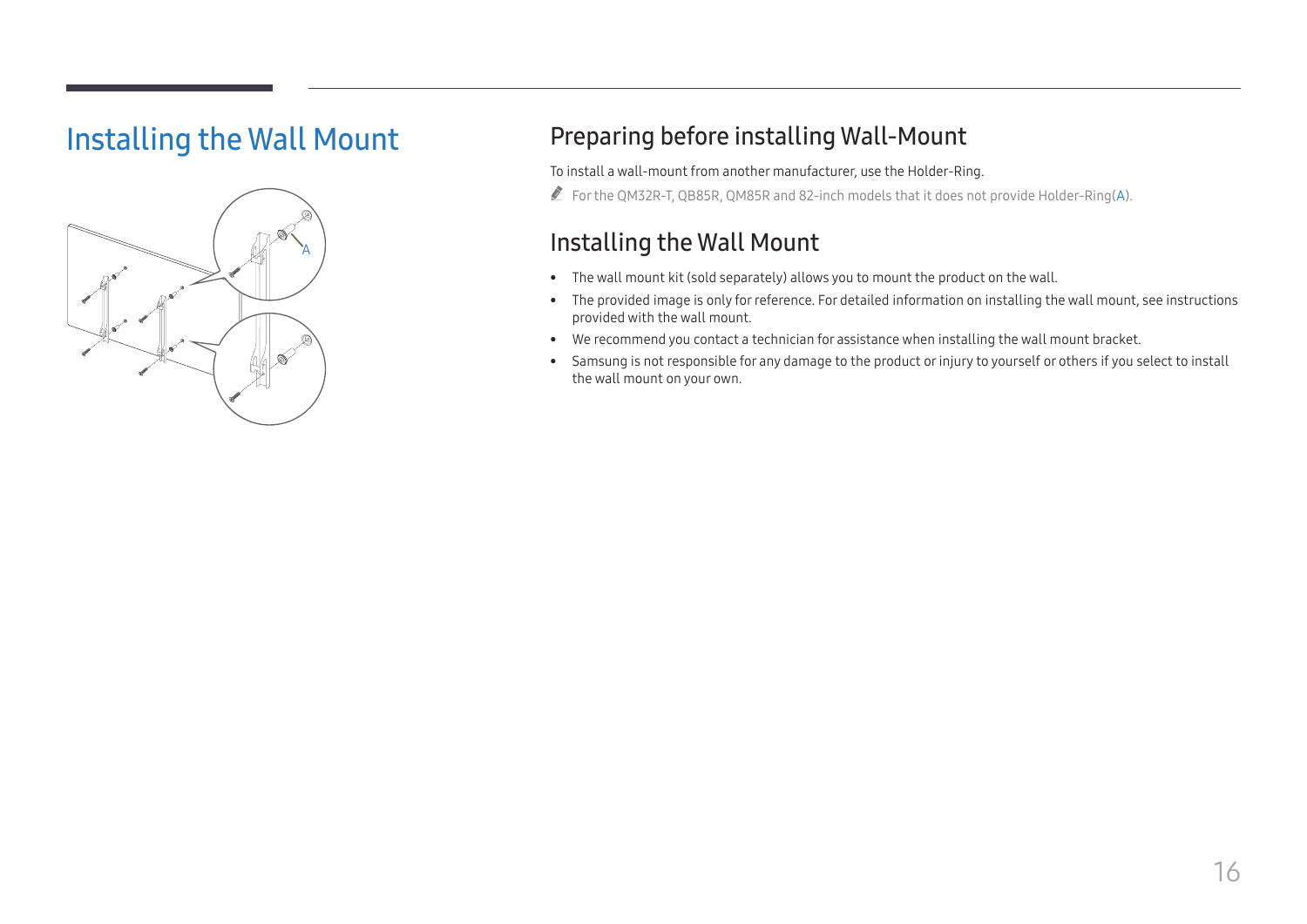# Installing the Wall Mount

## Preparing before installing Wall-Mount

To install a wall-mount from another manufacturer, use the Holder-Ring.

For the QM32R-T, QB85R, QM85R and 82-inch models that it does not provide Holder-Ring(A).

## Installing the Wall Mount

- The wall mount kit (sold separately) allows you to mount the product on the wall.
- The provided image is only for reference. For detailed information on installing the wall mount, see instructions provided with the wall mount.
- We recommend you contact a technician for assistance when installing the wall mount bracket.
- Samsung is not responsible for any damage to the product or injury to yourself or others if you select to install the wall mount on your own.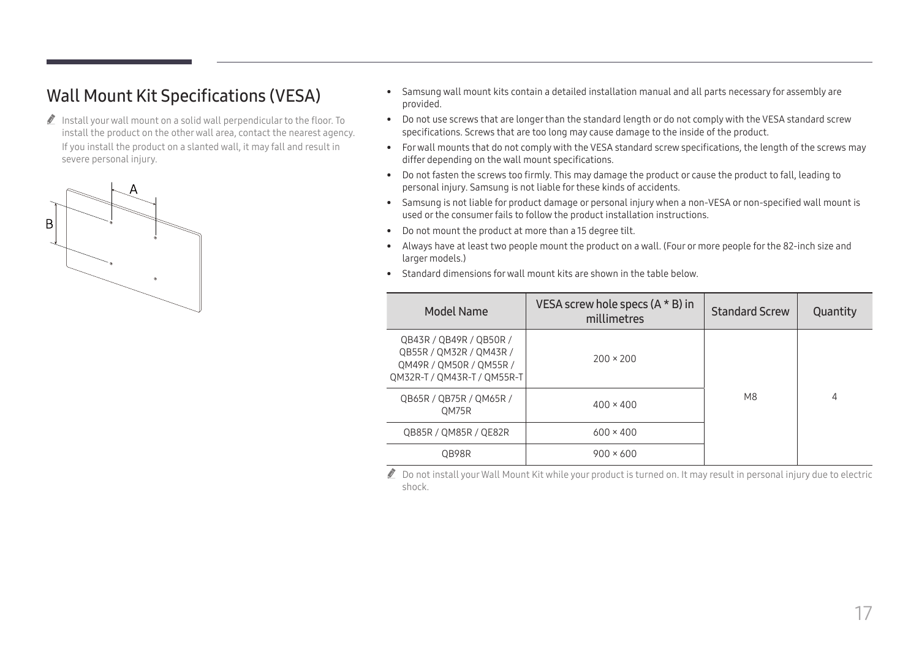# Wall Mount Kit Specifications (VESA)

Install your wall mount on a solid wall perpendicular to the floor. To install the product on the other wall area, contact the nearest agency.

If you install the product on a slanted wall, it may fall and result in severe personal injury.

- Samsung wall mount kits contain a detailed installation manual and all parts necessary for assembly are provided.
- Do not use screws that are longer than the standard length or do not comply with the VESA standard screw specifications. Screws that are too long may cause damage to the inside of the product.
- For wall mounts that do not comply with the VESA standard screw specifications, the length of the screws may differ depending on the wall mount specifications.
- Do not fasten the screws too firmly. This may damage the product or cause the product to fall, leading to personal injury. Samsung is not liable for these kinds of accidents.
- Samsung is not liable for product damage or personal injury when a non-VESA or non-specified wall mount is used or the consumer fails to follow the product installation instructions.
- Do not mount the product at more than a 15 degree tilt.
- Always have at least two people mount the product on a wall. (Four or more people for the 82-inch size and larger models.)
- Standard dimensions for wall mount kits are shown in the table below.

| Model Name | VESA screw hole specs (A * B) in millimetres | Standard Screw | Quantity |
| --- | --- | --- | --- |
| QB43R / QB49R / QB50R / QB55R / QM32R / QM43R / QM49R / QM50R / QM55R / QM32R-T / QM43R-T / QM55R-T | 200 × 200 | M8 | 4 |
| QB65R / QB75R / QM65R / QM75R | 400 × 400 | | |
| QB85R / QM85R / QE82R | 600 × 400 | | |
| QB98R | 900 × 600 | | |

Do not install your Wall Mount Kit while your product is turned on. It may result in personal injury due to electric shock.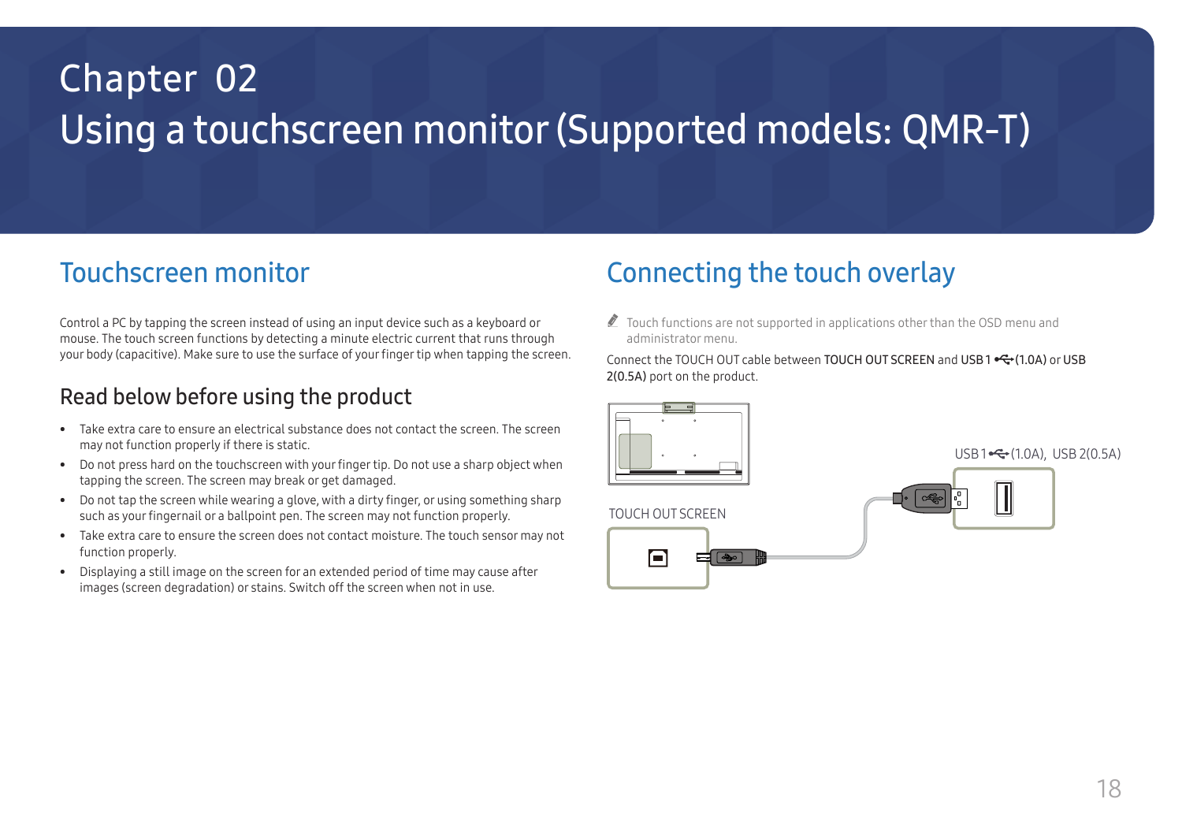# Chapter 02
# Using a touchscreen monitor (Supported models: QMR-T)

## Touchscreen monitor

Control a PC by tapping the screen instead of using an input device such as a keyboard or mouse. The touch screen functions by detecting a minute electric current that runs through your body (capacitive). Make sure to use the surface of your finger tip when tapping the screen.

### Read below before using the product

- Take extra care to ensure an electrical substance does not contact the screen. The screen may not function properly if there is static.
- Do not press hard on the touchscreen with your finger tip. Do not use a sharp object when tapping the screen. The screen may break or get damaged.
- Do not tap the screen while wearing a glove, with a dirty finger, or using something sharp such as your fingernail or a ballpoint pen. The screen may not function properly.
- Take extra care to ensure the screen does not contact moisture. The touch sensor may not function properly.
- Displaying a still image on the screen for an extended period of time may cause after images (screen degradation) or stains. Switch off the screen when not in use.

## Connecting the touch overlay

Touch functions are not supported in applications other than the OSD menu and administrator menu.

Connect the TOUCH OUT cable between **TOUCH OUT SCREEN** and **USB 1 (1.0A)** or **USB 2(0.5A)** port on the product.

TOUCH OUT SCREEN

USB 1 (1.0A), USB 2(0.5A)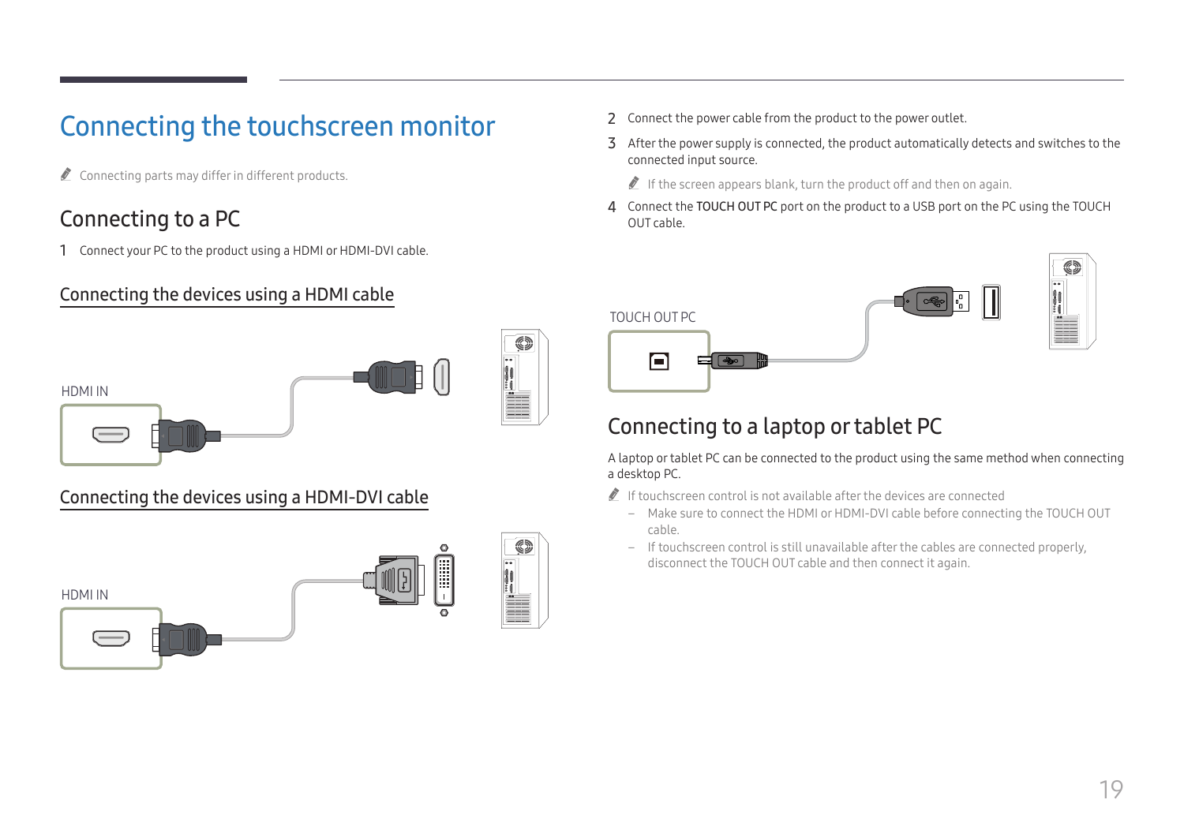# Connecting the touchscreen monitor

Connecting parts may differ in different products.

## Connecting to a PC

1 Connect your PC to the product using a HDMI or HDMI-DVI cable.

### Connecting the devices using a HDMI cable

HDMI IN

### Connecting the devices using a HDMI-DVI cable

HDMI IN

2 Connect the power cable from the product to the power outlet.

3 After the power supply is connected, the product automatically detects and switches to the connected input source.

If the screen appears blank, turn the product off and then on again.

4 Connect the **TOUCH OUT PC** port on the product to a USB port on the PC using the TOUCH OUT cable.

TOUCH OUT PC

## Connecting to a laptop or tablet PC

A laptop or tablet PC can be connected to the product using the same method when connecting a desktop PC.

If touchscreen control is not available after the devices are connected

- Make sure to connect the HDMI or HDMI-DVI cable before connecting the TOUCH OUT cable.
- If touchscreen control is still unavailable after the cables are connected properly, disconnect the TOUCH OUT cable and then connect it again.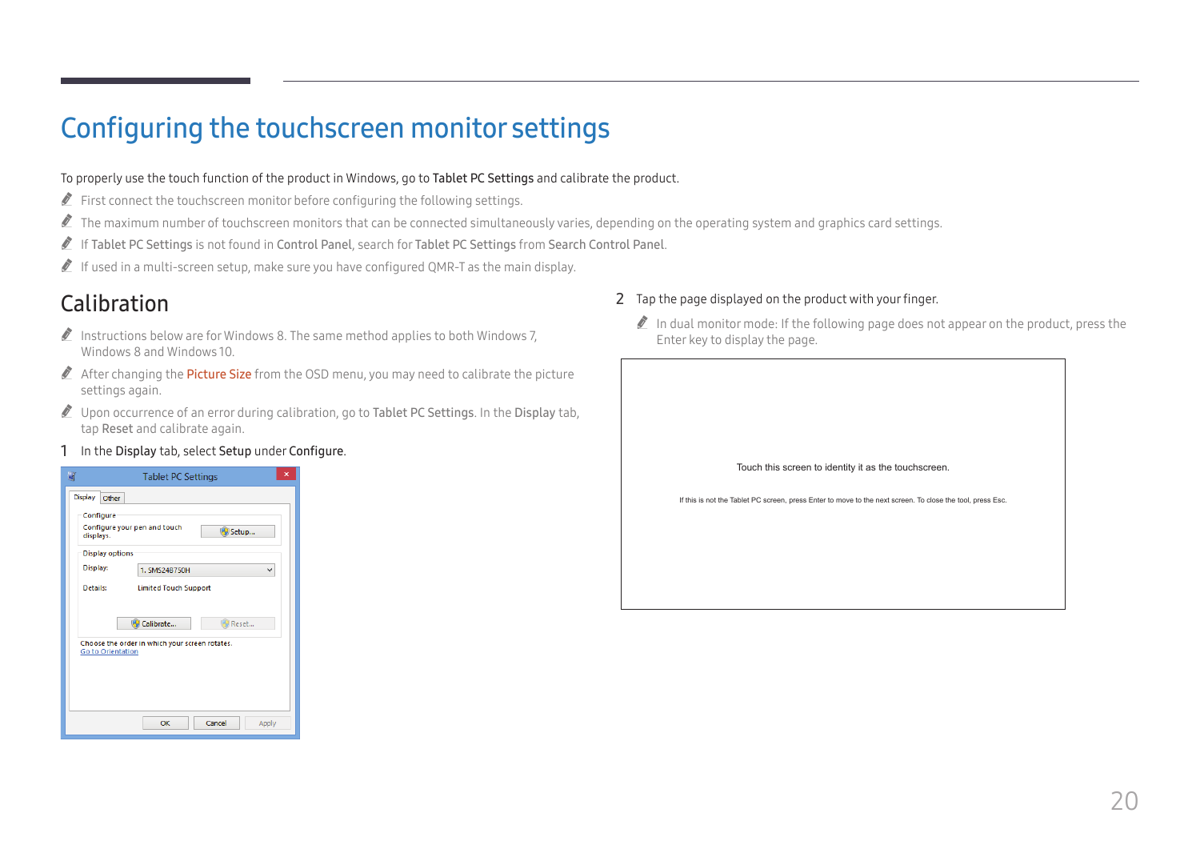# Configuring the touchscreen monitor settings

To properly use the touch function of the product in Windows, go to **Tablet PC Settings** and calibrate the product.

- First connect the touchscreen monitor before configuring the following settings.
- The maximum number of touchscreen monitors that can be connected simultaneously varies, depending on the operating system and graphics card settings.
- If **Tablet PC Settings** is not found in **Control Panel**, search for **Tablet PC Settings** from **Search Control Panel**.
- If used in a multi-screen setup, make sure you have configured QMR-T as the main display.

## Calibration

- Instructions below are for Windows 8. The same method applies to both Windows 7, Windows 8 and Windows 10.
- After changing the **Picture Size** from the OSD menu, you may need to calibrate the picture settings again.
- Upon occurrence of an error during calibration, go to **Tablet PC Settings**. In the **Display** tab, tap **Reset** and calibrate again.

1 In the **Display** tab, select **Setup** under **Configure**.

2 Tap the page displayed on the product with your finger.

- In dual monitor mode: If the following page does not appear on the product, press the Enter key to display the page.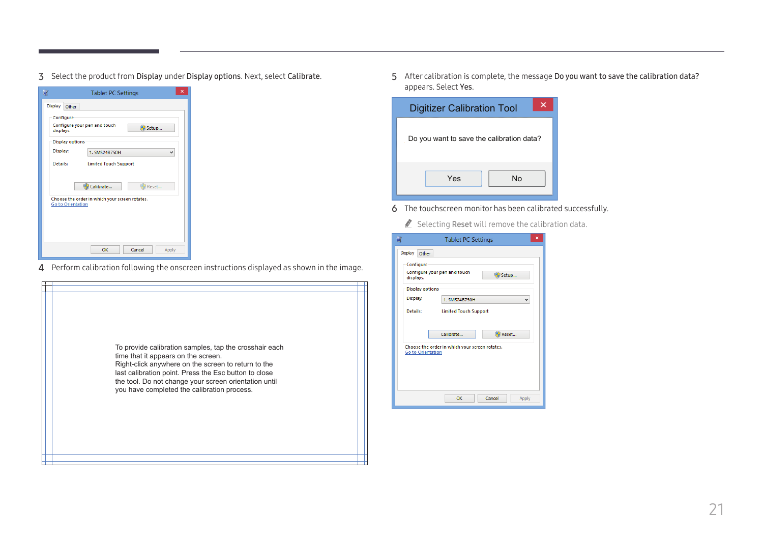3 Select the product from **Display** under **Display options**. Next, select **Calibrate**.

4 Perform calibration following the onscreen instructions displayed as shown in the image.

5 After calibration is complete, the message **Do you want to save the calibration data?** appears. Select **Yes**.

6 The touchscreen monitor has been calibrated successfully.

Selecting **Reset** will remove the calibration data.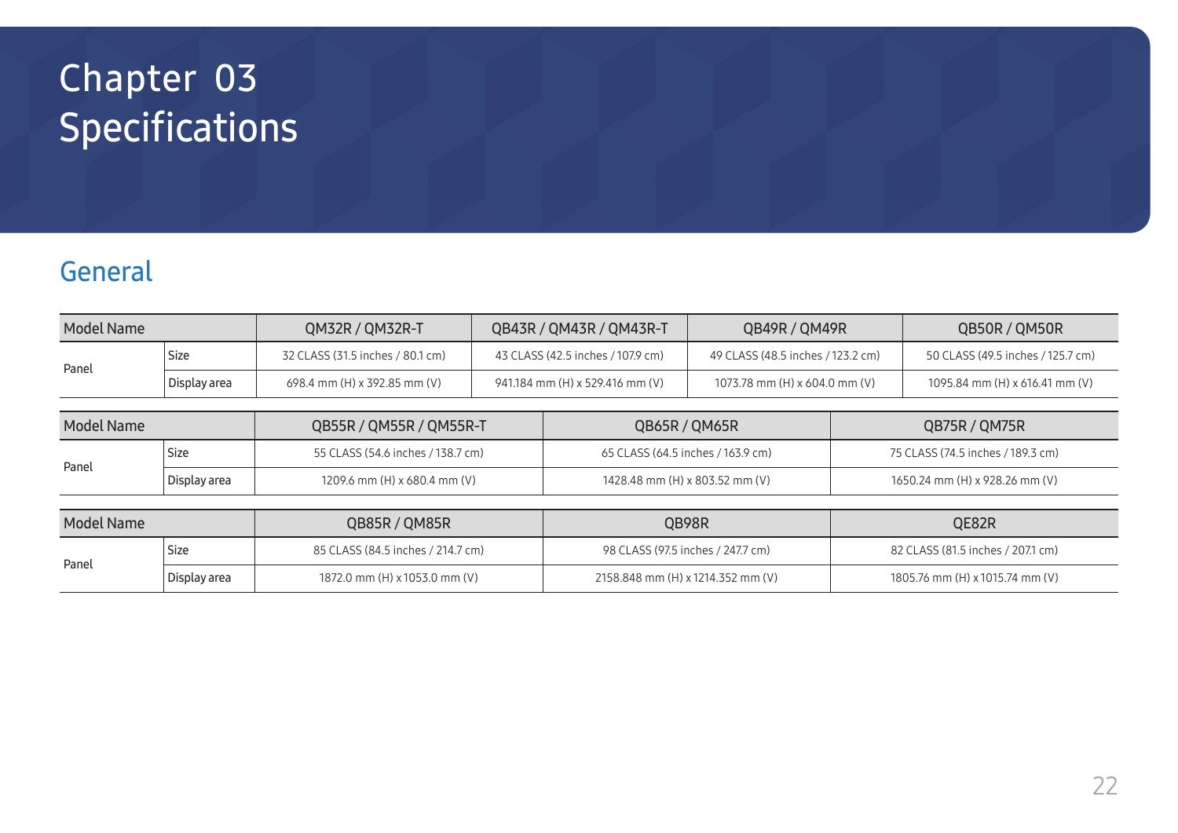# Chapter 03 Specifications

## General

| Model Name | | QM32R / QM32R-T | QB43R / QM43R / QM43R-T | QB49R / QM49R | QB50R / QM50R |
|---|---|---|---|---|---|
| Panel | Size | 32 CLASS (31.5 inches / 80.1 cm) | 43 CLASS (42.5 inches / 107.9 cm) | 49 CLASS (48.5 inches / 123.2 cm) | 50 CLASS (49.5 inches / 125.7 cm) |
| | Display area | 698.4 mm (H) x 392.85 mm (V) | 941.184 mm (H) x 529.416 mm (V) | 1073.78 mm (H) x 604.0 mm (V) | 1095.84 mm (H) x 616.41 mm (V) |

| Model Name | | QB55R / QM55R / QM55R-T | QB65R / QM65R | QB75R / QM75R |
|---|---|---|---|---|
| Panel | Size | 55 CLASS (54.6 inches / 138.7 cm) | 65 CLASS (64.5 inches / 163.9 cm) | 75 CLASS (74.5 inches / 189.3 cm) |
| | Display area | 1209.6 mm (H) x 680.4 mm (V) | 1428.48 mm (H) x 803.52 mm (V) | 1650.24 mm (H) x 928.26 mm (V) |

| Model Name | | QB85R / QM85R | QB98R | QE82R |
|---|---|---|---|---|
| Panel | Size | 85 CLASS (84.5 inches / 214.7 cm) | 98 CLASS (97.5 inches / 247.7 cm) | 82 CLASS (81.5 inches / 207.1 cm) |
| | Display area | 1872.0 mm (H) x 1053.0 mm (V) | 2158.848 mm (H) x 1214.352 mm (V) | 1805.76 mm (H) x 1015.74 mm (V) |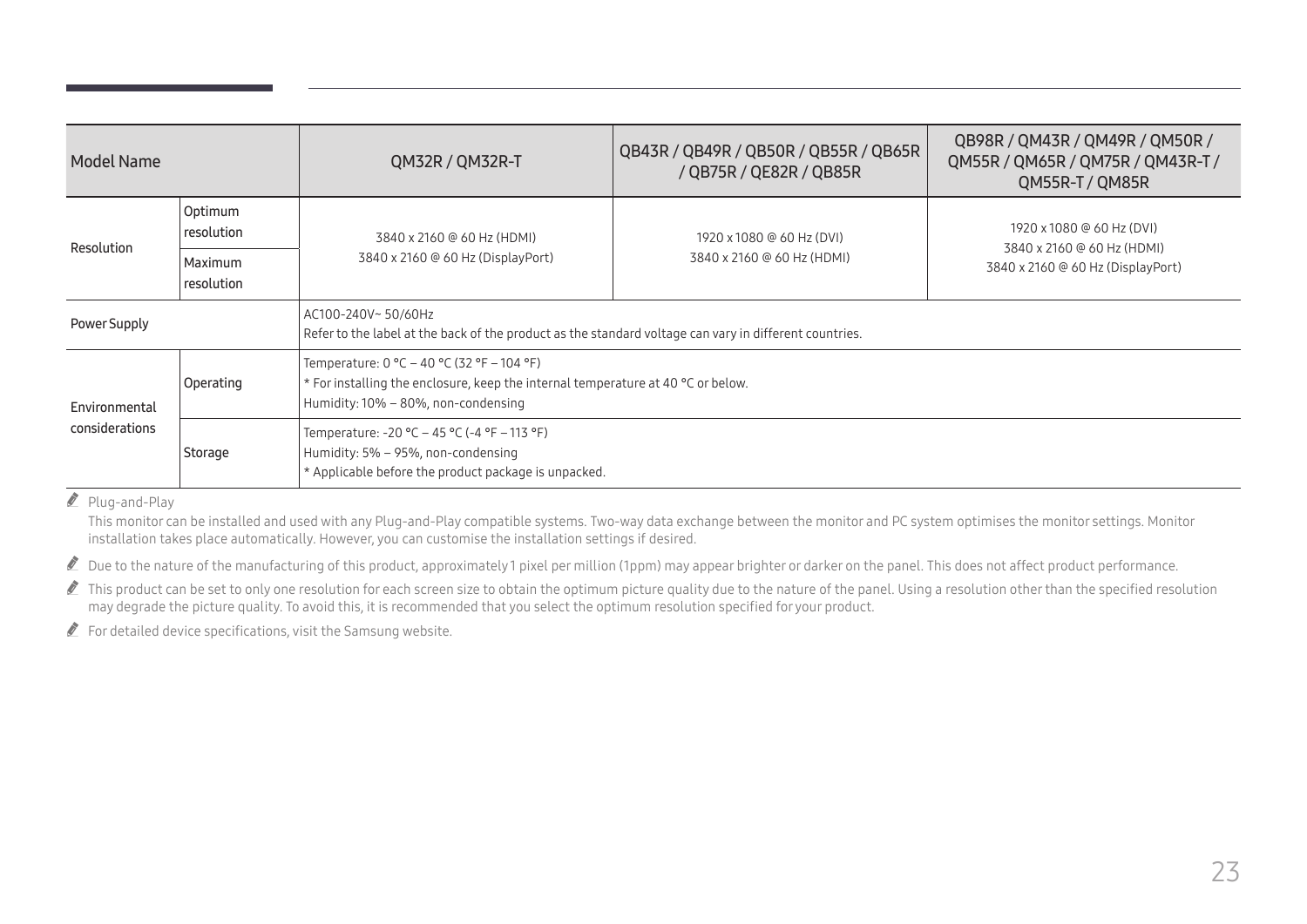| Model Name | | QM32R / QM32R-T | QB43R / QB49R / QB50R / QB55R / QB65R / QB75R / QE82R / QB85R | QB98R / QM43R / QM49R / QM50R / QM55R / QM65R / QM75R / QM43R-T / QM55R-T / QM85R |
|---|---|---|---|---|
| Resolution | Optimum resolution | 3840 x 2160 @ 60 Hz (HDMI)<br>3840 x 2160 @ 60 Hz (DisplayPort) | 1920 x 1080 @ 60 Hz (DVI)<br>3840 x 2160 @ 60 Hz (HDMI) | 1920 x 1080 @ 60 Hz (DVI)<br>3840 x 2160 @ 60 Hz (HDMI)<br>3840 x 2160 @ 60 Hz (DisplayPort) |
| | Maximum resolution | | | |
| Power Supply | | AC100-240V~ 50/60Hz<br>Refer to the label at the back of the product as the standard voltage can vary in different countries. | | |
| Environmental considerations | Operating | Temperature: 0 °C – 40 °C (32 °F – 104 °F)<br>* For installing the enclosure, keep the internal temperature at 40 °C or below.<br>Humidity: 10% – 80%, non-condensing | | |
| | Storage | Temperature: -20 °C – 45 °C (-4 °F – 113 °F)<br>Humidity: 5% – 95%, non-condensing<br>* Applicable before the product package is unpacked. | | |

- Plug-and-Play

  This monitor can be installed and used with any Plug-and-Play compatible systems. Two-way data exchange between the monitor and PC system optimises the monitor settings. Monitor installation takes place automatically. However, you can customise the installation settings if desired.

- Due to the nature of the manufacturing of this product, approximately 1 pixel per million (1ppm) may appear brighter or darker on the panel. This does not affect product performance.

- This product can be set to only one resolution for each screen size to obtain the optimum picture quality due to the nature of the panel. Using a resolution other than the specified resolution may degrade the picture quality. To avoid this, it is recommended that you select the optimum resolution specified for your product.

- For detailed device specifications, visit the Samsung website.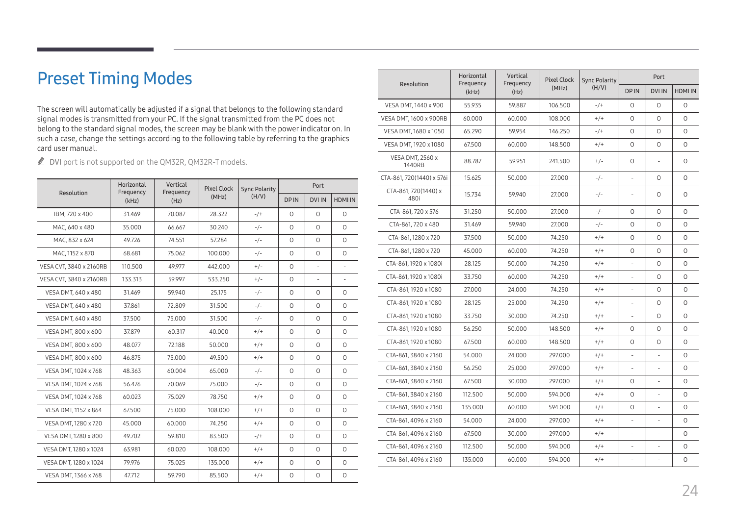# Preset Timing Modes

The screen will automatically be adjusted if a signal that belongs to the following standard signal modes is transmitted from your PC. If the signal transmitted from the PC does not belong to the standard signal modes, the screen may be blank with the power indicator on. In such a case, change the settings according to the following table by referring to the graphics card user manual.

- DVI port is not supported on the QM32R, QM32R-T models.

| Resolution | Horizontal Frequency (kHz) | Vertical Frequency (Hz) | Pixel Clock (MHz) | Sync Polarity (H/V) | Port | | |
|---|---|---|---|---|---|---|---|
| | | | | | DP IN | DVI IN | HDMI IN |
| IBM, 720 x 400 | 31.469 | 70.087 | 28.322 | -/+ | O | O | O |
| MAC, 640 x 480 | 35.000 | 66.667 | 30.240 | -/- | O | O | O |
| MAC, 832 x 624 | 49.726 | 74.551 | 57.284 | -/- | O | O | O |
| MAC, 1152 x 870 | 68.681 | 75.062 | 100.000 | -/- | O | O | O |
| VESA CVT, 3840 x 2160RB | 110.500 | 49.977 | 442.000 | +/- | O | - | - |
| VESA CVT, 3840 x 2160RB | 133.313 | 59.997 | 533.250 | +/- | O | - | - |
| VESA DMT, 640 x 480 | 31.469 | 59.940 | 25.175 | -/- | O | O | O |
| VESA DMT, 640 x 480 | 37.861 | 72.809 | 31.500 | -/- | O | O | O |
| VESA DMT, 640 x 480 | 37.500 | 75.000 | 31.500 | -/- | O | O | O |
| VESA DMT, 800 x 600 | 37.879 | 60.317 | 40.000 | +/+ | O | O | O |
| VESA DMT, 800 x 600 | 48.077 | 72.188 | 50.000 | +/+ | O | O | O |
| VESA DMT, 800 x 600 | 46.875 | 75.000 | 49.500 | +/+ | O | O | O |
| VESA DMT, 1024 x 768 | 48.363 | 60.004 | 65.000 | -/- | O | O | O |
| VESA DMT, 1024 x 768 | 56.476 | 70.069 | 75.000 | -/- | O | O | O |
| VESA DMT, 1024 x 768 | 60.023 | 75.029 | 78.750 | +/+ | O | O | O |
| VESA DMT, 1152 x 864 | 67.500 | 75.000 | 108.000 | +/+ | O | O | O |
| VESA DMT, 1280 x 720 | 45.000 | 60.000 | 74.250 | +/+ | O | O | O |
| VESA DMT, 1280 x 800 | 49.702 | 59.810 | 83.500 | -/+ | O | O | O |
| VESA DMT, 1280 x 1024 | 63.981 | 60.020 | 108.000 | +/+ | O | O | O |
| VESA DMT, 1280 x 1024 | 79.976 | 75.025 | 135.000 | +/+ | O | O | O |
| VESA DMT, 1366 x 768 | 47.712 | 59.790 | 85.500 | +/+ | O | O | O |
| VESA DMT, 1440 x 900 | 55.935 | 59.887 | 106.500 | -/+ | O | O | O |
| VESA DMT, 1600 x 900RB | 60.000 | 60.000 | 108.000 | +/+ | O | O | O |
| VESA DMT, 1680 x 1050 | 65.290 | 59.954 | 146.250 | -/+ | O | O | O |
| VESA DMT, 1920 x 1080 | 67.500 | 60.000 | 148.500 | +/+ | O | O | O |
| VESA DMT, 2560 x 1440RB | 88.787 | 59.951 | 241.500 | +/- | O | - | O |
| CTA-861, 720(1440) x 576i | 15.625 | 50.000 | 27.000 | -/- | - | O | O |
| CTA-861, 720(1440) x 480i | 15.734 | 59.940 | 27.000 | -/- | - | O | O |
| CTA-861, 720 x 576 | 31.250 | 50.000 | 27.000 | -/- | O | O | O |
| CTA-861, 720 x 480 | 31.469 | 59.940 | 27.000 | -/- | O | O | O |
| CTA-861, 1280 x 720 | 37.500 | 50.000 | 74.250 | +/+ | O | O | O |
| CTA-861, 1280 x 720 | 45.000 | 60.000 | 74.250 | +/+ | O | O | O |
| CTA-861, 1920 x 1080i | 28.125 | 50.000 | 74.250 | +/+ | - | O | O |
| CTA-861, 1920 x 1080i | 33.750 | 60.000 | 74.250 | +/+ | - | O | O |
| CTA-861, 1920 x 1080 | 27.000 | 24.000 | 74.250 | +/+ | - | O | O |
| CTA-861, 1920 x 1080 | 28.125 | 25.000 | 74.250 | +/+ | - | O | O |
| CTA-861, 1920 x 1080 | 33.750 | 30.000 | 74.250 | +/+ | - | O | O |
| CTA-861, 1920 x 1080 | 56.250 | 50.000 | 148.500 | +/+ | O | O | O |
| CTA-861, 1920 x 1080 | 67.500 | 60.000 | 148.500 | +/+ | O | O | O |
| CTA-861, 3840 x 2160 | 54.000 | 24.000 | 297.000 | +/+ | - | - | O |
| CTA-861, 3840 x 2160 | 56.250 | 25.000 | 297.000 | +/+ | - | - | O |
| CTA-861, 3840 x 2160 | 67.500 | 30.000 | 297.000 | +/+ | O | - | O |
| CTA-861, 3840 x 2160 | 112.500 | 50.000 | 594.000 | +/+ | O | - | O |
| CTA-861, 3840 x 2160 | 135.000 | 60.000 | 594.000 | +/+ | O | - | O |
| CTA-861, 4096 x 2160 | 54.000 | 24.000 | 297.000 | +/+ | - | - | O |
| CTA-861, 4096 x 2160 | 67.500 | 30.000 | 297.000 | +/+ | - | - | O |
| CTA-861, 4096 x 2160 | 112.500 | 50.000 | 594.000 | +/+ | - | - | O |
| CTA-861, 4096 x 2160 | 135.000 | 60.000 | 594.000 | +/+ | - | - | O |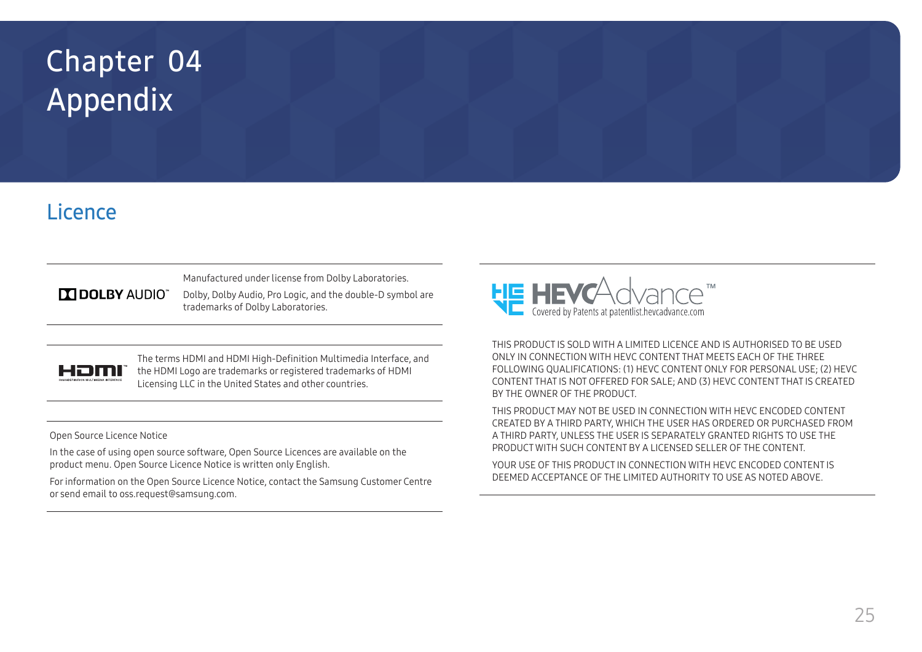# Chapter 04 Appendix

## Licence

DOLBY AUDIO™

Manufactured under license from Dolby Laboratories.

Dolby, Dolby Audio, Pro Logic, and the double-D symbol are trademarks of Dolby Laboratories.

HDMI™

The terms HDMI and HDMI High-Definition Multimedia Interface, and the HDMI Logo are trademarks or registered trademarks of HDMI Licensing LLC in the United States and other countries.

Open Source Licence Notice

In the case of using open source software, Open Source Licences are available on the product menu. Open Source Licence Notice is written only English.

For information on the Open Source Licence Notice, contact the Samsung Customer Centre or send email to oss.request@samsung.com.

HEVCAdvance™
Covered by Patents at patentlist.hevcadvance.com

THIS PRODUCT IS SOLD WITH A LIMITED LICENCE AND IS AUTHORISED TO BE USED ONLY IN CONNECTION WITH HEVC CONTENT THAT MEETS EACH OF THE THREE FOLLOWING QUALIFICATIONS: (1) HEVC CONTENT ONLY FOR PERSONAL USE; (2) HEVC CONTENT THAT IS NOT OFFERED FOR SALE; AND (3) HEVC CONTENT THAT IS CREATED BY THE OWNER OF THE PRODUCT.

THIS PRODUCT MAY NOT BE USED IN CONNECTION WITH HEVC ENCODED CONTENT CREATED BY A THIRD PARTY, WHICH THE USER HAS ORDERED OR PURCHASED FROM A THIRD PARTY, UNLESS THE USER IS SEPARATELY GRANTED RIGHTS TO USE THE PRODUCT WITH SUCH CONTENT BY A LICENSED SELLER OF THE CONTENT.

YOUR USE OF THIS PRODUCT IN CONNECTION WITH HEVC ENCODED CONTENT IS DEEMED ACCEPTANCE OF THE LIMITED AUTHORITY TO USE AS NOTED ABOVE.